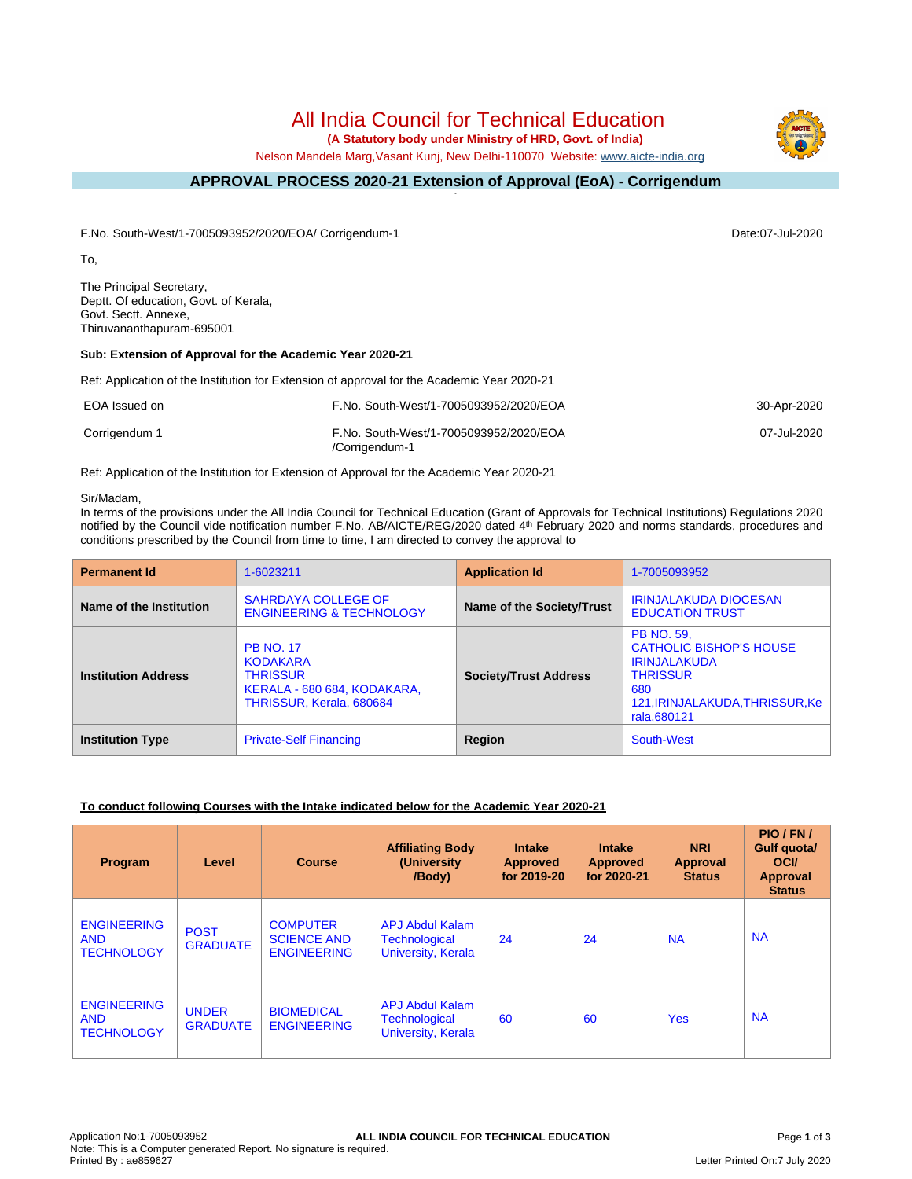# All India Council for Technical Education

**(A Statutory body under Ministry of HRD, Govt. of India)**

Nelson Mandela Marg,Vasant Kunj, New Delhi-110070 Website: www.aicte-india.org

## APPROVAL PROCESS 2020-21 Extension of Approval (EoA) - Corrigendum

F.No. South-West/1-7005093952/2020/EOA/ Corrigendum-1

Date:07-Jul-2020

To,

The Principal Secretary,
Deptt. Of education, Govt. of Kerala,
Govt. Sectt. Annexe,
Thiruvananthapuram-695001

**Sub: Extension of Approval for the Academic Year 2020-21**

Ref: Application of the Institution for Extension of approval for the Academic Year 2020-21

| | | |
|---|---|---|
| EOA Issued on | F.No. South-West/1-7005093952/2020/EOA | 30-Apr-2020 |
| Corrigendum 1 | F.No. South-West/1-7005093952/2020/EOA /Corrigendum-1 | 07-Jul-2020 |

Ref: Application of the Institution for Extension of Approval for the Academic Year 2020-21

Sir/Madam,

In terms of the provisions under the All India Council for Technical Education (Grant of Approvals for Technical Institutions) Regulations 2020 notified by the Council vide notification number F.No. AB/AICTE/REG/2020 dated 4th February 2020 and norms standards, procedures and conditions prescribed by the Council from time to time, I am directed to convey the approval to

| **Permanent Id** | 1-6023211 | **Application Id** | 1-7005093952 |
|---|---|---|---|
| **Name of the Institution** | SAHRDAYA COLLEGE OF ENGINEERING & TECHNOLOGY | **Name of the Society/Trust** | IRINJALAKUDA DIOCESAN EDUCATION TRUST |
| **Institution Address** | PB NO. 17 KODAKARA THRISSUR KERALA - 680 684, KODAKARA, THRISSUR, Kerala, 680684 | **Society/Trust Address** | PB NO. 59, CATHOLIC BISHOP'S HOUSE IRINJALAKUDA THRISSUR 680 121,IRINJALAKUDA,THRISSUR,Kerala,680121 |
| **Institution Type** | Private-Self Financing | **Region** | South-West |

**To conduct following Courses with the Intake indicated below for the Academic Year 2020-21**

| Program | Level | Course | Affiliating Body (University /Body) | Intake Approved for 2019-20 | Intake Approved for 2020-21 | NRI Approval Status | PIO / FN / Gulf quota/ OCI/ Approval Status |
|---|---|---|---|---|---|---|---|
| ENGINEERING AND TECHNOLOGY | POST GRADUATE | COMPUTER SCIENCE AND ENGINEERING | APJ Abdul Kalam Technological University, Kerala | 24 | 24 | NA | NA |
| ENGINEERING AND TECHNOLOGY | UNDER GRADUATE | BIOMEDICAL ENGINEERING | APJ Abdul Kalam Technological University, Kerala | 60 | 60 | Yes | NA |

Application No:1-7005093952
Note: This is a Computer generated Report. No signature is required.
Printed By : ae859627

Letter Printed On:7 July 2020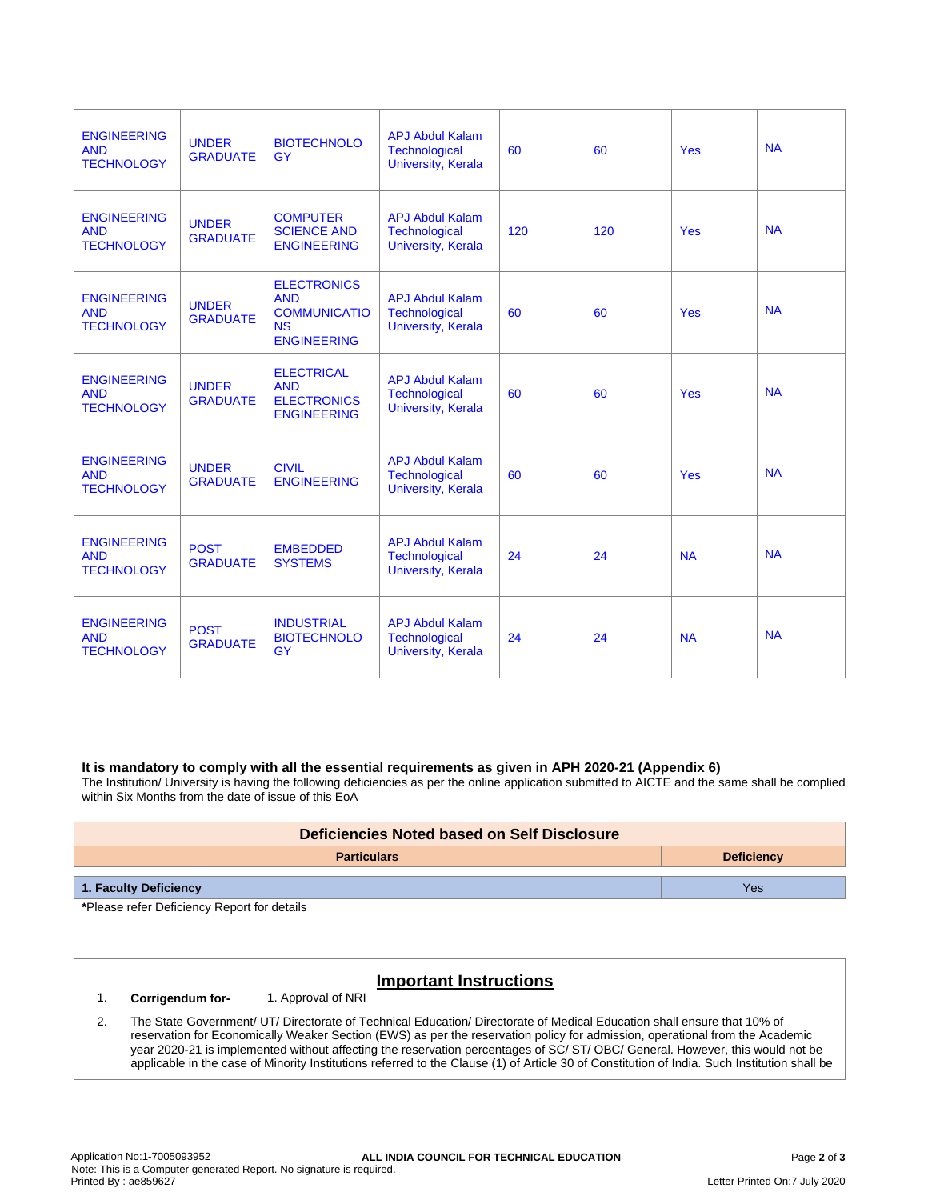| | | | | | | | |
|---|---|---|---|---|---|---|---|
| ENGINEERING AND TECHNOLOGY | UNDER GRADUATE | BIOTECHNOLOGY | APJ Abdul Kalam Technological University, Kerala | 60 | 60 | Yes | NA |
| ENGINEERING AND TECHNOLOGY | UNDER GRADUATE | COMPUTER SCIENCE AND ENGINEERING | APJ Abdul Kalam Technological University, Kerala | 120 | 120 | Yes | NA |
| ENGINEERING AND TECHNOLOGY | UNDER GRADUATE | ELECTRONICS AND COMMUNICATIONS ENGINEERING | APJ Abdul Kalam Technological University, Kerala | 60 | 60 | Yes | NA |
| ENGINEERING AND TECHNOLOGY | UNDER GRADUATE | ELECTRICAL AND ELECTRONICS ENGINEERING | APJ Abdul Kalam Technological University, Kerala | 60 | 60 | Yes | NA |
| ENGINEERING AND TECHNOLOGY | UNDER GRADUATE | CIVIL ENGINEERING | APJ Abdul Kalam Technological University, Kerala | 60 | 60 | Yes | NA |
| ENGINEERING AND TECHNOLOGY | POST GRADUATE | EMBEDDED SYSTEMS | APJ Abdul Kalam Technological University, Kerala | 24 | 24 | NA | NA |
| ENGINEERING AND TECHNOLOGY | POST GRADUATE | INDUSTRIAL BIOTECHNOLOGY | APJ Abdul Kalam Technological University, Kerala | 24 | 24 | NA | NA |

**It is mandatory to comply with all the essential requirements as given in APH 2020-21 (Appendix 6)**

The Institution/ University is having the following deficiencies as per the online application submitted to AICTE and the same shall be complied within Six Months from the date of issue of this EoA

| Deficiencies Noted based on Self Disclosure | |
|---|---|
| **Particulars** | **Deficiency** |
| **1. Faculty Deficiency** | Yes |

**\***Please refer Deficiency Report for details

## Important Instructions

1. **Corrigendum for-** 1. Approval of NRI
2. The State Government/ UT/ Directorate of Technical Education/ Directorate of Medical Education shall ensure that 10% of reservation for Economically Weaker Section (EWS) as per the reservation policy for admission, operational from the Academic year 2020-21 is implemented without affecting the reservation percentages of SC/ ST/ OBC/ General. However, this would not be applicable in the case of Minority Institutions referred to the Clause (1) of Article 30 of Constitution of India. Such Institution shall be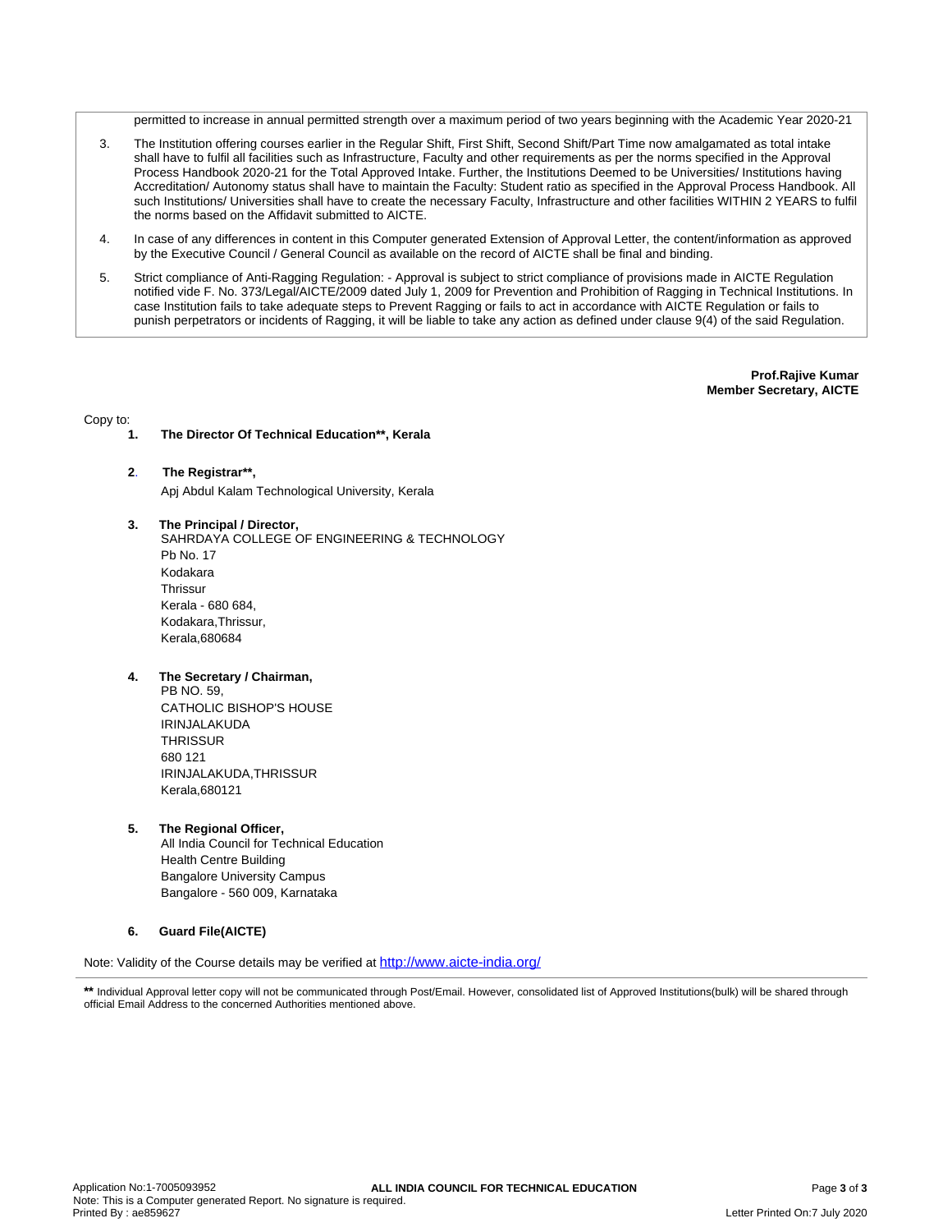permitted to increase in annual permitted strength over a maximum period of two years beginning with the Academic Year 2020-21

3. The Institution offering courses earlier in the Regular Shift, First Shift, Second Shift/Part Time now amalgamated as total intake shall have to fulfil all facilities such as Infrastructure, Faculty and other requirements as per the norms specified in the Approval Process Handbook 2020-21 for the Total Approved Intake. Further, the Institutions Deemed to be Universities/ Institutions having Accreditation/ Autonomy status shall have to maintain the Faculty: Student ratio as specified in the Approval Process Handbook. All such Institutions/ Universities shall have to create the necessary Faculty, Infrastructure and other facilities WITHIN 2 YEARS to fulfil the norms based on the Affidavit submitted to AICTE.

4. In case of any differences in content in this Computer generated Extension of Approval Letter, the content/information as approved by the Executive Council / General Council as available on the record of AICTE shall be final and binding.

5. Strict compliance of Anti-Ragging Regulation: - Approval is subject to strict compliance of provisions made in AICTE Regulation notified vide F. No. 373/Legal/AICTE/2009 dated July 1, 2009 for Prevention and Prohibition of Ragging in Technical Institutions. In case Institution fails to take adequate steps to Prevent Ragging or fails to act in accordance with AICTE Regulation or fails to punish perpetrators or incidents of Ragging, it will be liable to take any action as defined under clause 9(4) of the said Regulation.

**Prof.Rajive Kumar**
**Member Secretary, AICTE**

Copy to:

1. **The Director Of Technical Education**\*\*, Kerala**

2. **The Registrar**\*\*,**
   Apj Abdul Kalam Technological University, Kerala

3. **The Principal / Director,**
   SAHRDAYA COLLEGE OF ENGINEERING & TECHNOLOGY
   Pb No. 17
   Kodakara
   Thrissur
   Kerala - 680 684,
   Kodakara,Thrissur,
   Kerala,680684

4. **The Secretary / Chairman,**
   PB NO. 59,
   CATHOLIC BISHOP'S HOUSE
   IRINJALAKUDA
   THRISSUR
   680 121
   IRINJALAKUDA,THRISSUR
   Kerala,680121

5. **The Regional Officer,**
   All India Council for Technical Education
   Health Centre Building
   Bangalore University Campus
   Bangalore - 560 009, Karnataka

6. **Guard File(AICTE)**

Note: Validity of the Course details may be verified at http://www.aicte-india.org/

\*\* Individual Approval letter copy will not be communicated through Post/Email. However, consolidated list of Approved Institutions(bulk) will be shared through official Email Address to the concerned Authorities mentioned above.

Application No:1-7005093952
Note: This is a Computer generated Report. No signature is required.
Printed By : ae859627

Letter Printed On:7 July 2020